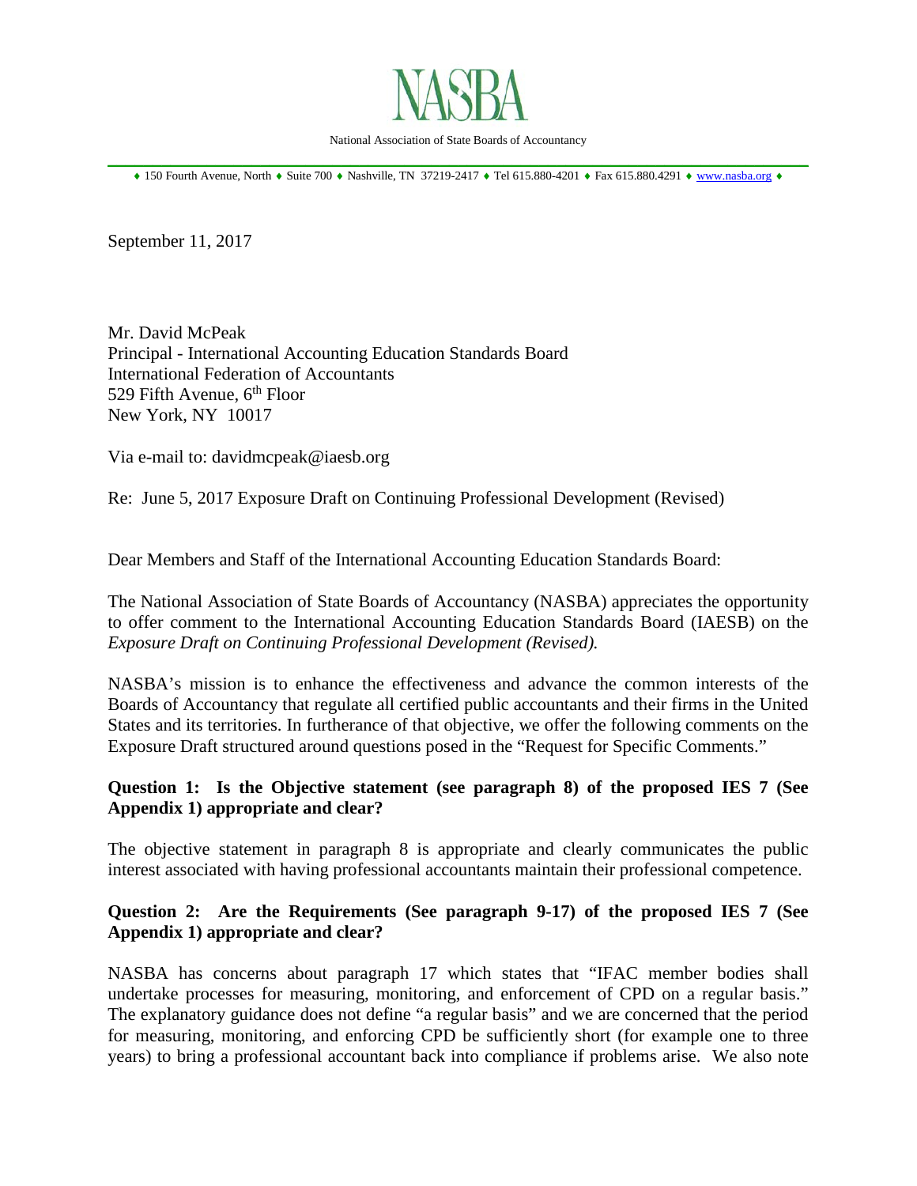# NASBA

National Association of State Boards of Accountancy

♦ 150 Fourth Avenue, North ♦ Suite 700 ♦ Nashville, TN 37219-2417 ♦ Tel 615.880-4201 ♦ Fax 615.880.4291 ♦ www.nasba.org ♦

September 11, 2017

Mr. David McPeak  
Principal - International Accounting Education Standards Board  
International Federation of Accountants  
529 Fifth Avenue, 6th Floor  
New York, NY 10017

Via e-mail to: davidmcpeak@iaesb.org

Re: June 5, 2017 Exposure Draft on Continuing Professional Development (Revised)

Dear Members and Staff of the International Accounting Education Standards Board:

The National Association of State Boards of Accountancy (NASBA) appreciates the opportunity to offer comment to the International Accounting Education Standards Board (IAESB) on the *Exposure Draft on Continuing Professional Development (Revised).*

NASBA's mission is to enhance the effectiveness and advance the common interests of the Boards of Accountancy that regulate all certified public accountants and their firms in the United States and its territories. In furtherance of that objective, we offer the following comments on the Exposure Draft structured around questions posed in the "Request for Specific Comments."

**Question 1: Is the Objective statement (see paragraph 8) of the proposed IES 7 (See Appendix 1) appropriate and clear?**

The objective statement in paragraph 8 is appropriate and clearly communicates the public interest associated with having professional accountants maintain their professional competence.

**Question 2: Are the Requirements (See paragraph 9-17) of the proposed IES 7 (See Appendix 1) appropriate and clear?**

NASBA has concerns about paragraph 17 which states that "IFAC member bodies shall undertake processes for measuring, monitoring, and enforcement of CPD on a regular basis." The explanatory guidance does not define "a regular basis" and we are concerned that the period for measuring, monitoring, and enforcing CPD be sufficiently short (for example one to three years) to bring a professional accountant back into compliance if problems arise. We also note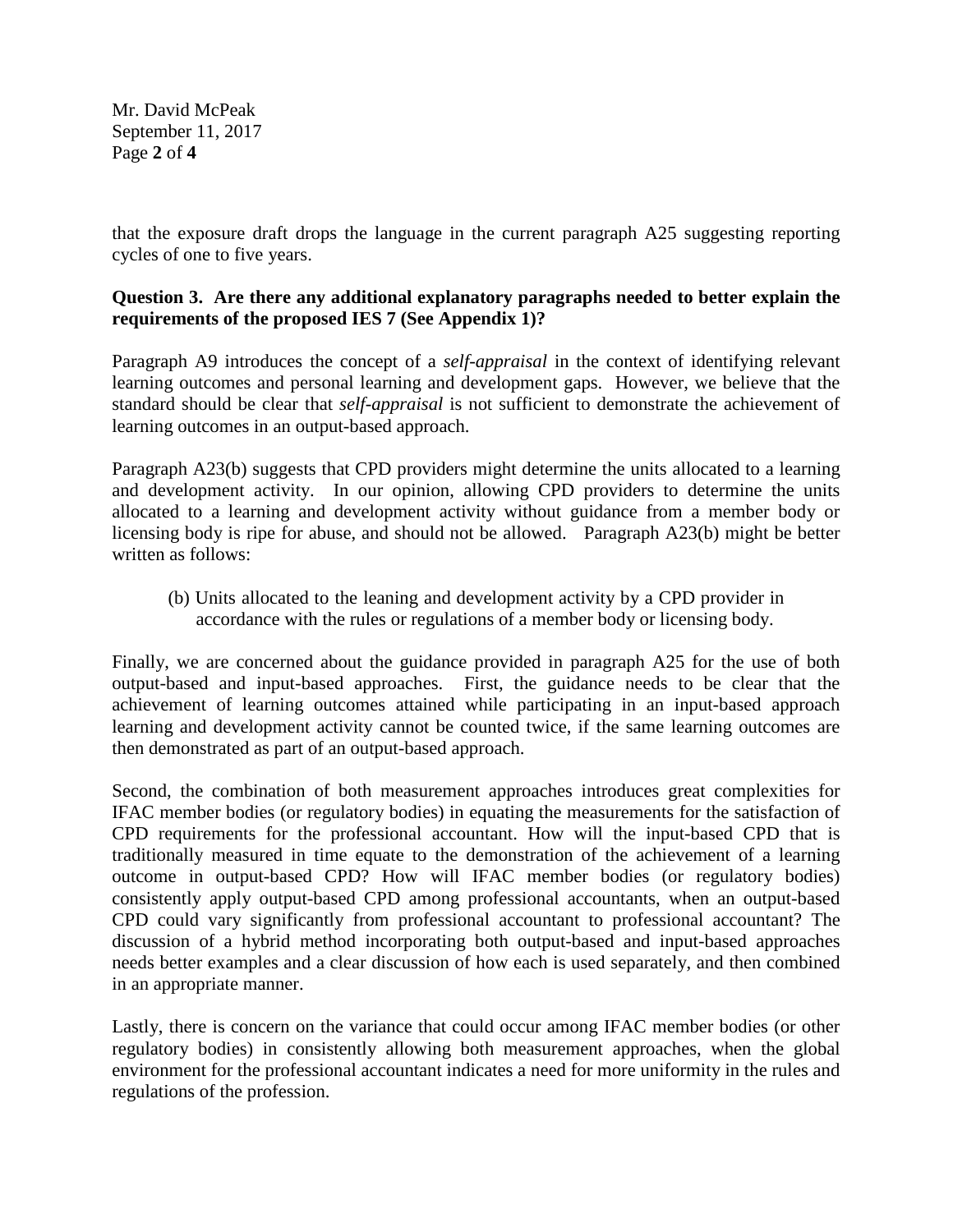that the exposure draft drops the language in the current paragraph A25 suggesting reporting cycles of one to five years.

**Question 3. Are there any additional explanatory paragraphs needed to better explain the requirements of the proposed IES 7 (See Appendix 1)?**

Paragraph A9 introduces the concept of a *self-appraisal* in the context of identifying relevant learning outcomes and personal learning and development gaps. However, we believe that the standard should be clear that *self-appraisal* is not sufficient to demonstrate the achievement of learning outcomes in an output-based approach.

Paragraph A23(b) suggests that CPD providers might determine the units allocated to a learning and development activity. In our opinion, allowing CPD providers to determine the units allocated to a learning and development activity without guidance from a member body or licensing body is ripe for abuse, and should not be allowed. Paragraph A23(b) might be better written as follows:

> (b) Units allocated to the leaning and development activity by a CPD provider in accordance with the rules or regulations of a member body or licensing body.

Finally, we are concerned about the guidance provided in paragraph A25 for the use of both output-based and input-based approaches. First, the guidance needs to be clear that the achievement of learning outcomes attained while participating in an input-based approach learning and development activity cannot be counted twice, if the same learning outcomes are then demonstrated as part of an output-based approach.

Second, the combination of both measurement approaches introduces great complexities for IFAC member bodies (or regulatory bodies) in equating the measurements for the satisfaction of CPD requirements for the professional accountant. How will the input-based CPD that is traditionally measured in time equate to the demonstration of the achievement of a learning outcome in output-based CPD? How will IFAC member bodies (or regulatory bodies) consistently apply output-based CPD among professional accountants, when an output-based CPD could vary significantly from professional accountant to professional accountant? The discussion of a hybrid method incorporating both output-based and input-based approaches needs better examples and a clear discussion of how each is used separately, and then combined in an appropriate manner.

Lastly, there is concern on the variance that could occur among IFAC member bodies (or other regulatory bodies) in consistently allowing both measurement approaches, when the global environment for the professional accountant indicates a need for more uniformity in the rules and regulations of the profession.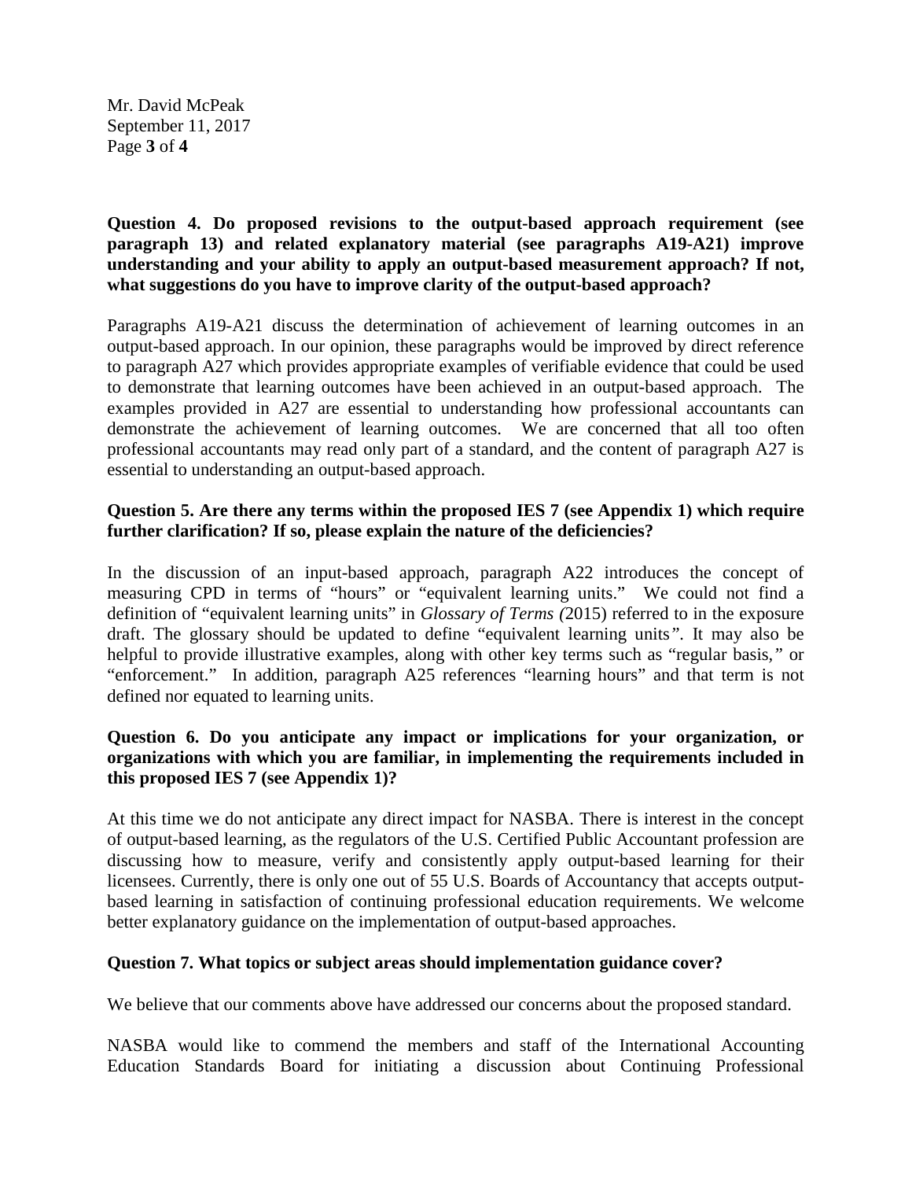**Question 4. Do proposed revisions to the output-based approach requirement (see paragraph 13) and related explanatory material (see paragraphs A19-A21) improve understanding and your ability to apply an output-based measurement approach? If not, what suggestions do you have to improve clarity of the output-based approach?**

Paragraphs A19-A21 discuss the determination of achievement of learning outcomes in an output-based approach. In our opinion, these paragraphs would be improved by direct reference to paragraph A27 which provides appropriate examples of verifiable evidence that could be used to demonstrate that learning outcomes have been achieved in an output-based approach. The examples provided in A27 are essential to understanding how professional accountants can demonstrate the achievement of learning outcomes. We are concerned that all too often professional accountants may read only part of a standard, and the content of paragraph A27 is essential to understanding an output-based approach.

**Question 5. Are there any terms within the proposed IES 7 (see Appendix 1) which require further clarification? If so, please explain the nature of the deficiencies?**

In the discussion of an input-based approach, paragraph A22 introduces the concept of measuring CPD in terms of "hours" or "equivalent learning units." We could not find a definition of "equivalent learning units" in *Glossary of Terms (*2015) referred to in the exposure draft. The glossary should be updated to define "equivalent learning units*"*. It may also be helpful to provide illustrative examples, along with other key terms such as "regular basis,*"* or "enforcement." In addition, paragraph A25 references "learning hours" and that term is not defined nor equated to learning units.

**Question 6. Do you anticipate any impact or implications for your organization, or organizations with which you are familiar, in implementing the requirements included in this proposed IES 7 (see Appendix 1)?**

At this time we do not anticipate any direct impact for NASBA. There is interest in the concept of output-based learning, as the regulators of the U.S. Certified Public Accountant profession are discussing how to measure, verify and consistently apply output-based learning for their licensees. Currently, there is only one out of 55 U.S. Boards of Accountancy that accepts output-based learning in satisfaction of continuing professional education requirements. We welcome better explanatory guidance on the implementation of output-based approaches.

**Question 7. What topics or subject areas should implementation guidance cover?**

We believe that our comments above have addressed our concerns about the proposed standard.

NASBA would like to commend the members and staff of the International Accounting Education Standards Board for initiating a discussion about Continuing Professional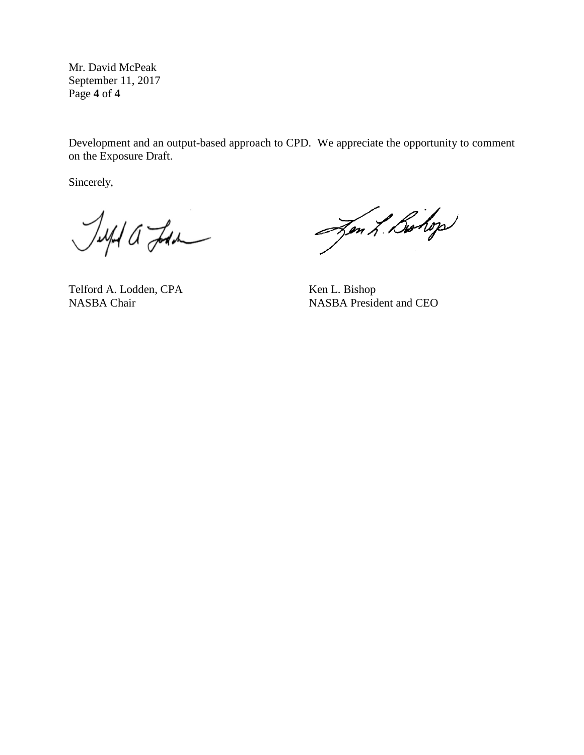Development and an output-based approach to CPD. We appreciate the opportunity to comment on the Exposure Draft.

Sincerely,

| | |
|---|---|
| Telford A. Lodden, CPA | Ken L. Bishop |
| NASBA Chair | NASBA President and CEO |